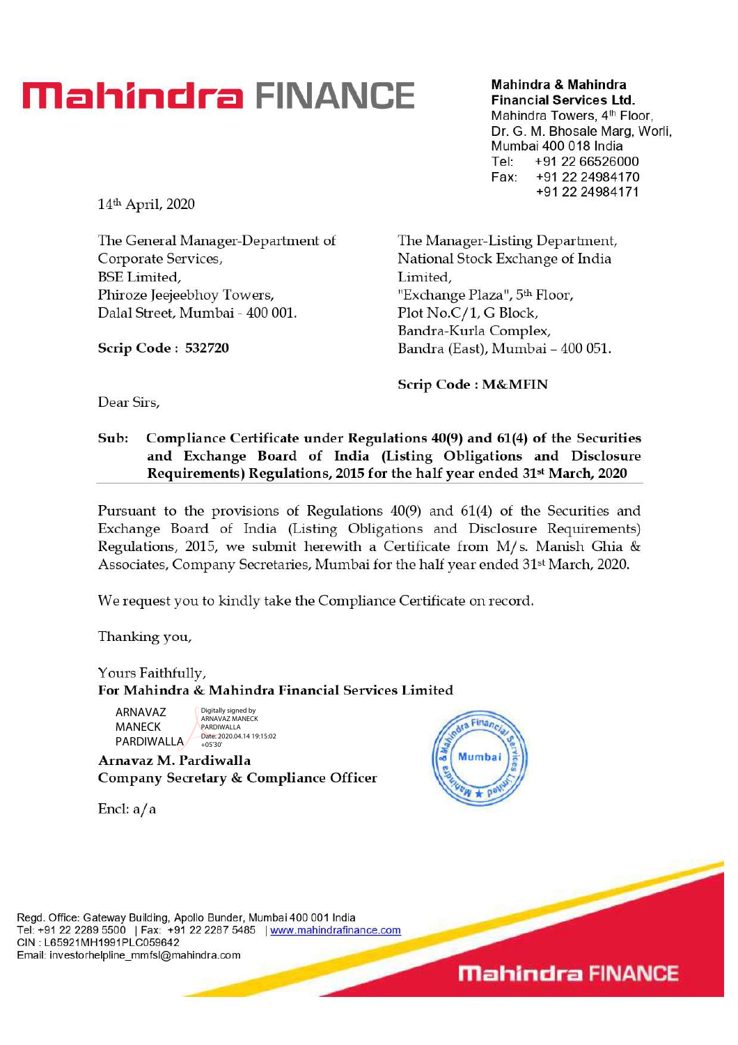# Mahindra FINANCE

**Mahindra & Mahindra Financial Services Ltd.**
Mahindra Towers, 4th Floor,
Dr. G. M. Bhosale Marg, Worli,
Mumbai 400 018 India
Tel: +91 22 66526000
Fax: +91 22 24984170
+91 22 24984171

14th April, 2020

The General Manager-Department of Corporate Services,
BSE Limited,
Phiroze Jeejeebhoy Towers,
Dalal Street, Mumbai - 400 001.

**Scrip Code : 532720**

The Manager-Listing Department,
National Stock Exchange of India Limited,
"Exchange Plaza", 5th Floor,
Plot No.C/1, G Block,
Bandra-Kurla Complex,
Bandra (East), Mumbai – 400 051.

**Scrip Code : M&MFIN**

Dear Sirs,

**Sub: Compliance Certificate under Regulations 40(9) and 61(4) of the Securities and Exchange Board of India (Listing Obligations and Disclosure Requirements) Regulations, 2015 for the half year ended 31st March, 2020**

Pursuant to the provisions of Regulations 40(9) and 61(4) of the Securities and Exchange Board of India (Listing Obligations and Disclosure Requirements) Regulations, 2015, we submit herewith a Certificate from M/s. Manish Ghia & Associates, Company Secretaries, Mumbai for the half year ended 31st March, 2020.

We request you to kindly take the Compliance Certificate on record.

Thanking you,

Yours Faithfully,
**For Mahindra & Mahindra Financial Services Limited**

ARNAVAZ MANECK PARDIWALA
Digitally signed by ARNAVAZ MANECK PARDIWALA
Date: 2020.04.14 19:15:02 +05'30'

**Arnavaz M. Pardiwalla**
**Company Secretary & Compliance Officer**

Encl: a/a

Regd. Office: Gateway Building, Apollo Bunder, Mumbai 400 001 India
Tel: +91 22 2289 5500 | Fax: +91 22 2287 5485 | www.mahindrafinance.com
CIN : L65921MH1991PLC059642
Email: investorhelpline_mmfsl@mahindra.com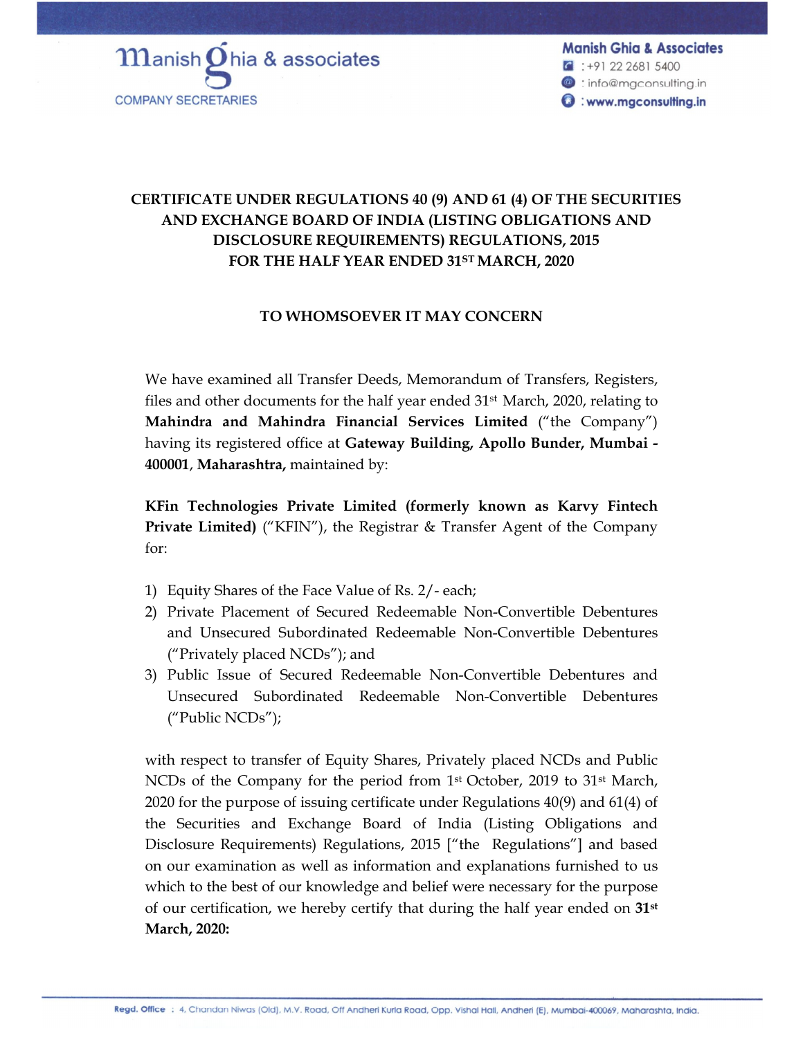**CERTIFICATE UNDER REGULATIONS 40 (9) AND 61 (4) OF THE SECURITIES AND EXCHANGE BOARD OF INDIA (LISTING OBLIGATIONS AND DISCLOSURE REQUIREMENTS) REGULATIONS, 2015 FOR THE HALF YEAR ENDED 31ST MARCH, 2020**

**TO WHOMSOEVER IT MAY CONCERN**

We have examined all Transfer Deeds, Memorandum of Transfers, Registers, files and other documents for the half year ended 31st March, 2020, relating to **Mahindra and Mahindra Financial Services Limited** ("the Company") having its registered office at **Gateway Building, Apollo Bunder, Mumbai - 400001**, **Maharashtra,** maintained by:

**KFin Technologies Private Limited (formerly known as Karvy Fintech Private Limited)** ("KFIN"), the Registrar & Transfer Agent of the Company for:

1) Equity Shares of the Face Value of Rs. 2/- each;
2) Private Placement of Secured Redeemable Non-Convertible Debentures and Unsecured Subordinated Redeemable Non-Convertible Debentures ("Privately placed NCDs"); and
3) Public Issue of Secured Redeemable Non-Convertible Debentures and Unsecured Subordinated Redeemable Non-Convertible Debentures ("Public NCDs");

with respect to transfer of Equity Shares, Privately placed NCDs and Public NCDs of the Company for the period from 1st October, 2019 to 31st March, 2020 for the purpose of issuing certificate under Regulations 40(9) and 61(4) of the Securities and Exchange Board of India (Listing Obligations and Disclosure Requirements) Regulations, 2015 ["the Regulations"] and based on our examination as well as information and explanations furnished to us which to the best of our knowledge and belief were necessary for the purpose of our certification, we hereby certify that during the half year ended on **31st March, 2020:**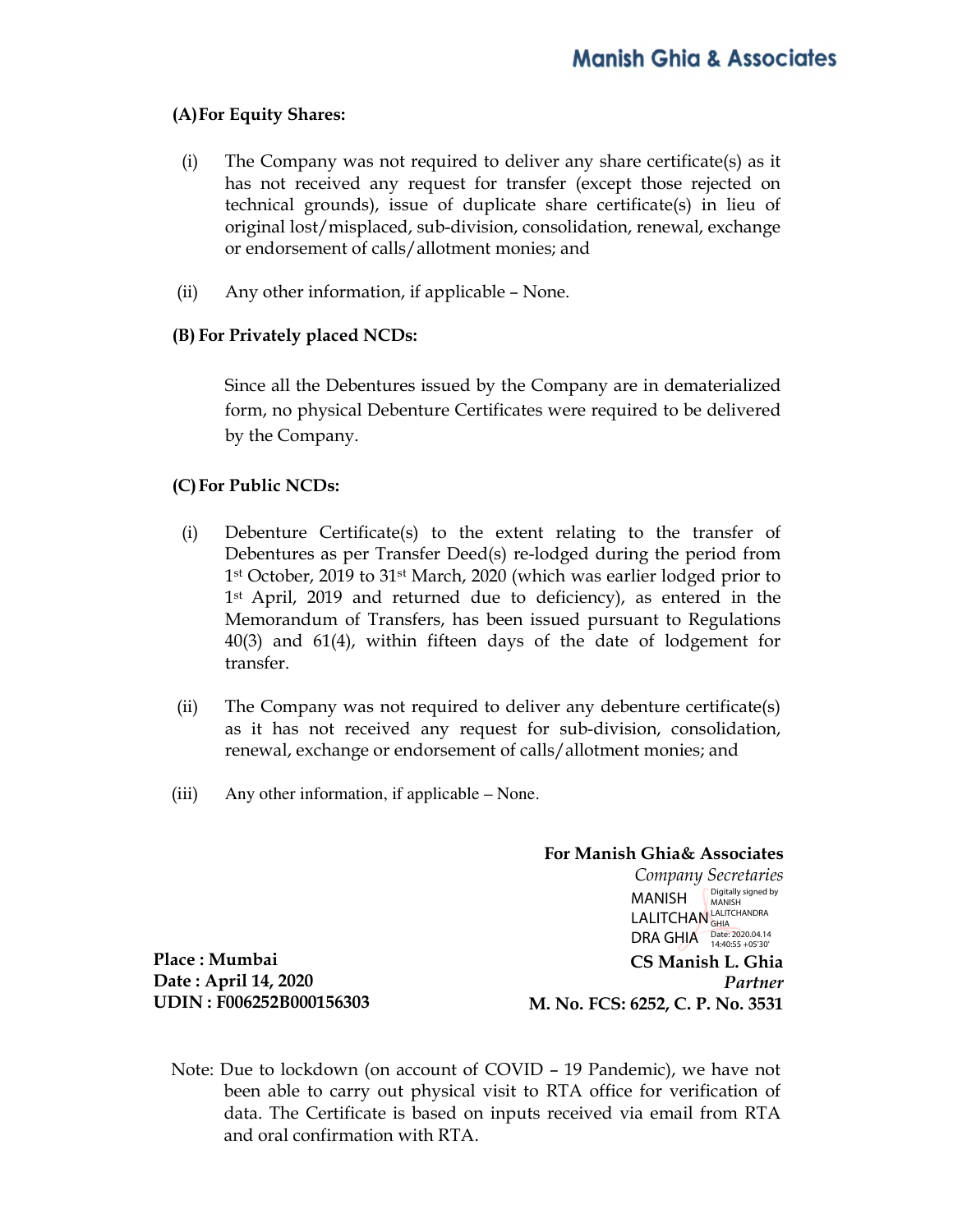**(A) For Equity Shares:**

(i) The Company was not required to deliver any share certificate(s) as it has not received any request for transfer (except those rejected on technical grounds), issue of duplicate share certificate(s) in lieu of original lost/misplaced, sub-division, consolidation, renewal, exchange or endorsement of calls/allotment monies; and

(ii) Any other information, if applicable – None.

**(B) For Privately placed NCDs:**

Since all the Debentures issued by the Company are in dematerialized form, no physical Debenture Certificates were required to be delivered by the Company.

**(C) For Public NCDs:**

(i) Debenture Certificate(s) to the extent relating to the transfer of Debentures as per Transfer Deed(s) re-lodged during the period from 1st October, 2019 to 31st March, 2020 (which was earlier lodged prior to 1st April, 2019 and returned due to deficiency), as entered in the Memorandum of Transfers, has been issued pursuant to Regulations 40(3) and 61(4), within fifteen days of the date of lodgement for transfer.

(ii) The Company was not required to deliver any debenture certificate(s) as it has not received any request for sub-division, consolidation, renewal, exchange or endorsement of calls/allotment monies; and

(iii) Any other information, if applicable – None.

**For Manish Ghia& Associates**
*Company Secretaries*

MANISH LALITCHANDRA GHIA
Digitally signed by MANISH LALITCHANDRA GHIA
Date: 2020.04.14 14:40:55 +05'30'

**CS Manish L. Ghia**
***Partner***
**M. No. FCS: 6252, C. P. No. 3531**

**Place : Mumbai**
**Date : April 14, 2020**
**UDIN : F006252B000156303**

Note: Due to lockdown (on account of COVID – 19 Pandemic), we have not been able to carry out physical visit to RTA office for verification of data. The Certificate is based on inputs received via email from RTA and oral confirmation with RTA.